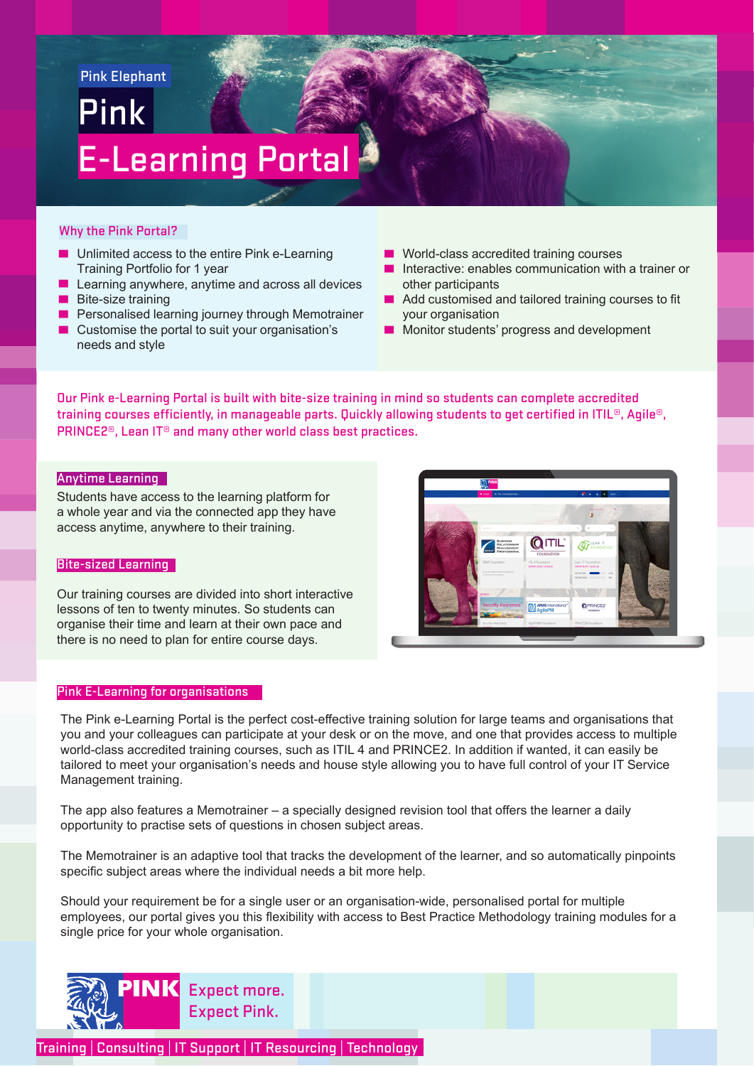Pink Elephant

# Pink E-Learning Portal

## Why the Pink Portal?

- Unlimited access to the entire Pink e-Learning Training Portfolio for 1 year
- Learning anywhere, anytime and across all devices
- Bite-size training
- Personalised learning journey through Memotrainer
- Customise the portal to suit your organisation's needs and style
- World-class accredited training courses
- Interactive: enables communication with a trainer or other participants
- Add customised and tailored training courses to fit your organisation
- Monitor students' progress and development

**Our Pink e-Learning Portal is built with bite-size training in mind so students can complete accredited training courses efficiently, in manageable parts. Quickly allowing students to get certified in ITIL®, Agile®, PRINCE2®, Lean IT® and many other world class best practices.**

## Anytime Learning

Students have access to the learning platform for a whole year and via the connected app they have access anytime, anywhere to their training.

## Bite-sized Learning

Our training courses are divided into short interactive lessons of ten to twenty minutes. So students can organise their time and learn at their own pace and there is no need to plan for entire course days.

## Pink E-Learning for organisations

The Pink e-Learning Portal is the perfect cost-effective training solution for large teams and organisations that you and your colleagues can participate at your desk or on the move, and one that provides access to multiple world-class accredited training courses, such as ITIL 4 and PRINCE2. In addition if wanted, it can easily be tailored to meet your organisation's needs and house style allowing you to have full control of your IT Service Management training.

The app also features a Memotrainer – a specially designed revision tool that offers the learner a daily opportunity to practise sets of questions in chosen subject areas.

The Memotrainer is an adaptive tool that tracks the development of the learner, and so automatically pinpoints specific subject areas where the individual needs a bit more help.

Should your requirement be for a single user or an organisation-wide, personalised portal for multiple employees, our portal gives you this flexibility with access to Best Practice Methodology training modules for a single price for your whole organisation.

PINK Expect more. Expect Pink.

Training | Consulting | IT Support | IT Resourcing | Technology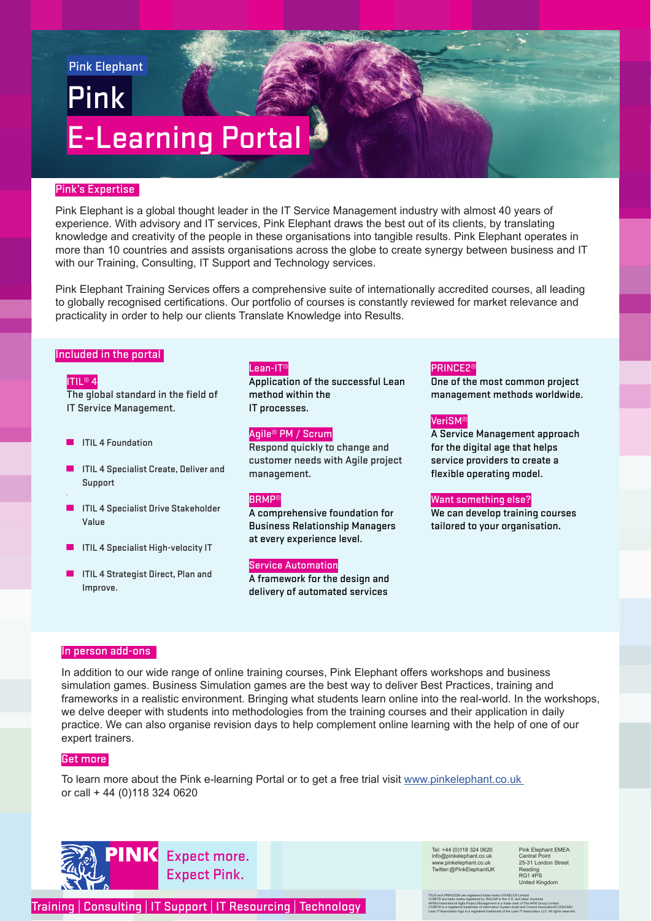Pink Elephant

# Pink E-Learning Portal

## Pink's Expertise

Pink Elephant is a global thought leader in the IT Service Management industry with almost 40 years of experience. With advisory and IT services, Pink Elephant draws the best out of its clients, by translating knowledge and creativity of the people in these organisations into tangible results. Pink Elephant operates in more than 10 countries and assists organisations across the globe to create synergy between business and IT with our Training, Consulting, IT Support and Technology services.

Pink Elephant Training Services offers a comprehensive suite of internationally accredited courses, all leading to globally recognised certifications. Our portfolio of courses is constantly reviewed for market relevance and practicality in order to help our clients Translate Knowledge into Results.

## Included in the portal

### ITIL® 4

The global standard in the field of IT Service Management.

- ITIL 4 Foundation
- ITIL 4 Specialist Create, Deliver and Support
- ITIL 4 Specialist Drive Stakeholder Value
- ITIL 4 Specialist High-velocity IT
- ITIL 4 Strategist Direct, Plan and Improve.

### Lean-IT®

Application of the successful Lean method within the IT processes.

### Agile® PM / Scrum

Respond quickly to change and customer needs with Agile project management.

### BRMP®

A comprehensive foundation for Business Relationship Managers at every experience level.

### Service Automation

A framework for the design and delivery of automated services

### PRINCE2®

One of the most common project management methods worldwide.

### VeriSM®

A Service Management approach for the digital age that helps service providers to create a flexible operating model.

### Want something else?

We can develop training courses tailored to your organisation.

## In person add-ons

In addition to our wide range of online training courses, Pink Elephant offers workshops and business simulation games. Business Simulation games are the best way to deliver Best Practices, training and frameworks in a realistic environment. Bringing what students learn online into the real-world. In the workshops, we delve deeper with students into methodologies from the training courses and their application in daily practice. We can also organise revision days to help complement online learning with the help of one of our expert trainers.

## Get more

To learn more about the Pink e-learning Portal or to get a free trial visit www.pinkelephant.co.uk
or call + 44 (0)118 324 0620

PINK Expect more. Expect Pink.

Tel: +44 (0)118 324 0620
info@pinkelephant.co.uk
www.pinkelephant.co.uk
Twitter:@PinkElephantUK

Pink Elephant EMEA
Central Point
25-31 London Street
Reading
RG1 4PS
United Kingdom

ITIL® and PRINCE2® are registered trade marks of AXELOS Limited
COBIT® are trade marks registered by ISACA® in the U.S. and other countries
APMG-International Agile Project Management is a trade mark of The APM Group Limited
COBIT® is a registered trademark of Information System Audit and Control Association® (ISACA®)
Lean IT Association logo is a registered trademark of the Lean IT Association LLC. All rights reserved.

Training | Consulting | IT Support | IT Resourcing | Technology